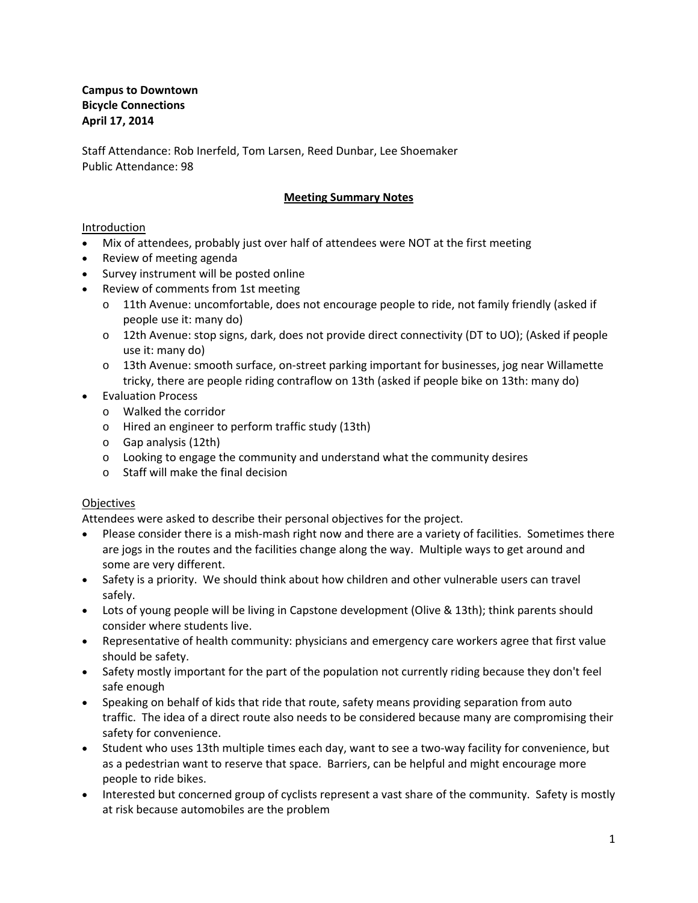**Campus to Downtown**
**Bicycle Connections**
**April 17, 2014**

Staff Attendance: Rob Inerfeld, Tom Larsen, Reed Dunbar, Lee Shoemaker
Public Attendance: 98

## Meeting Summary Notes

### Introduction

- Mix of attendees, probably just over half of attendees were NOT at the first meeting
- Review of meeting agenda
- Survey instrument will be posted online
- Review of comments from 1st meeting
  - 11th Avenue: uncomfortable, does not encourage people to ride, not family friendly (asked if people use it: many do)
  - 12th Avenue: stop signs, dark, does not provide direct connectivity (DT to UO); (Asked if people use it: many do)
  - 13th Avenue: smooth surface, on-street parking important for businesses, jog near Willamette tricky, there are people riding contraflow on 13th (asked if people bike on 13th: many do)
- Evaluation Process
  - Walked the corridor
  - Hired an engineer to perform traffic study (13th)
  - Gap analysis (12th)
  - Looking to engage the community and understand what the community desires
  - Staff will make the final decision

### Objectives

Attendees were asked to describe their personal objectives for the project.

- Please consider there is a mish-mash right now and there are a variety of facilities. Sometimes there are jogs in the routes and the facilities change along the way. Multiple ways to get around and some are very different.
- Safety is a priority. We should think about how children and other vulnerable users can travel safely.
- Lots of young people will be living in Capstone development (Olive & 13th); think parents should consider where students live.
- Representative of health community: physicians and emergency care workers agree that first value should be safety.
- Safety mostly important for the part of the population not currently riding because they don't feel safe enough
- Speaking on behalf of kids that ride that route, safety means providing separation from auto traffic. The idea of a direct route also needs to be considered because many are compromising their safety for convenience.
- Student who uses 13th multiple times each day, want to see a two-way facility for convenience, but as a pedestrian want to reserve that space. Barriers, can be helpful and might encourage more people to ride bikes.
- Interested but concerned group of cyclists represent a vast share of the community. Safety is mostly at risk because automobiles are the problem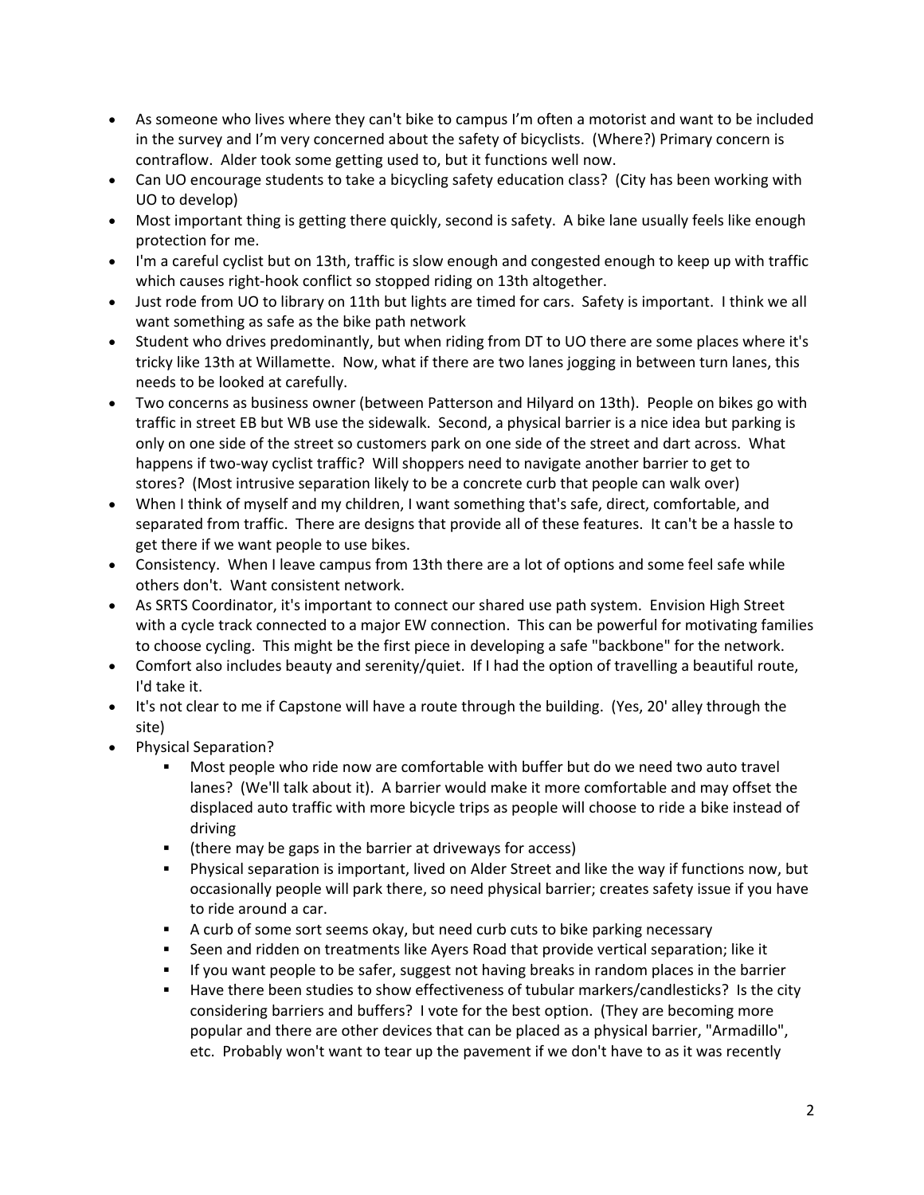- As someone who lives where they can't bike to campus I'm often a motorist and want to be included in the survey and I'm very concerned about the safety of bicyclists. (Where?) Primary concern is contraflow. Alder took some getting used to, but it functions well now.
- Can UO encourage students to take a bicycling safety education class? (City has been working with UO to develop)
- Most important thing is getting there quickly, second is safety. A bike lane usually feels like enough protection for me.
- I'm a careful cyclist but on 13th, traffic is slow enough and congested enough to keep up with traffic which causes right-hook conflict so stopped riding on 13th altogether.
- Just rode from UO to library on 11th but lights are timed for cars. Safety is important. I think we all want something as safe as the bike path network
- Student who drives predominantly, but when riding from DT to UO there are some places where it's tricky like 13th at Willamette. Now, what if there are two lanes jogging in between turn lanes, this needs to be looked at carefully.
- Two concerns as business owner (between Patterson and Hilyard on 13th). People on bikes go with traffic in street EB but WB use the sidewalk. Second, a physical barrier is a nice idea but parking is only on one side of the street so customers park on one side of the street and dart across. What happens if two-way cyclist traffic? Will shoppers need to navigate another barrier to get to stores? (Most intrusive separation likely to be a concrete curb that people can walk over)
- When I think of myself and my children, I want something that's safe, direct, comfortable, and separated from traffic. There are designs that provide all of these features. It can't be a hassle to get there if we want people to use bikes.
- Consistency. When I leave campus from 13th there are a lot of options and some feel safe while others don't. Want consistent network.
- As SRTS Coordinator, it's important to connect our shared use path system. Envision High Street with a cycle track connected to a major EW connection. This can be powerful for motivating families to choose cycling. This might be the first piece in developing a safe "backbone" for the network.
- Comfort also includes beauty and serenity/quiet. If I had the option of travelling a beautiful route, I'd take it.
- It's not clear to me if Capstone will have a route through the building. (Yes, 20' alley through the site)
- Physical Separation?
  - Most people who ride now are comfortable with buffer but do we need two auto travel lanes? (We'll talk about it). A barrier would make it more comfortable and may offset the displaced auto traffic with more bicycle trips as people will choose to ride a bike instead of driving
  - (there may be gaps in the barrier at driveways for access)
  - Physical separation is important, lived on Alder Street and like the way if functions now, but occasionally people will park there, so need physical barrier; creates safety issue if you have to ride around a car.
  - A curb of some sort seems okay, but need curb cuts to bike parking necessary
  - Seen and ridden on treatments like Ayers Road that provide vertical separation; like it
  - If you want people to be safer, suggest not having breaks in random places in the barrier
  - Have there been studies to show effectiveness of tubular markers/candlesticks? Is the city considering barriers and buffers? I vote for the best option. (They are becoming more popular and there are other devices that can be placed as a physical barrier, "Armadillo", etc. Probably won't want to tear up the pavement if we don't have to as it was recently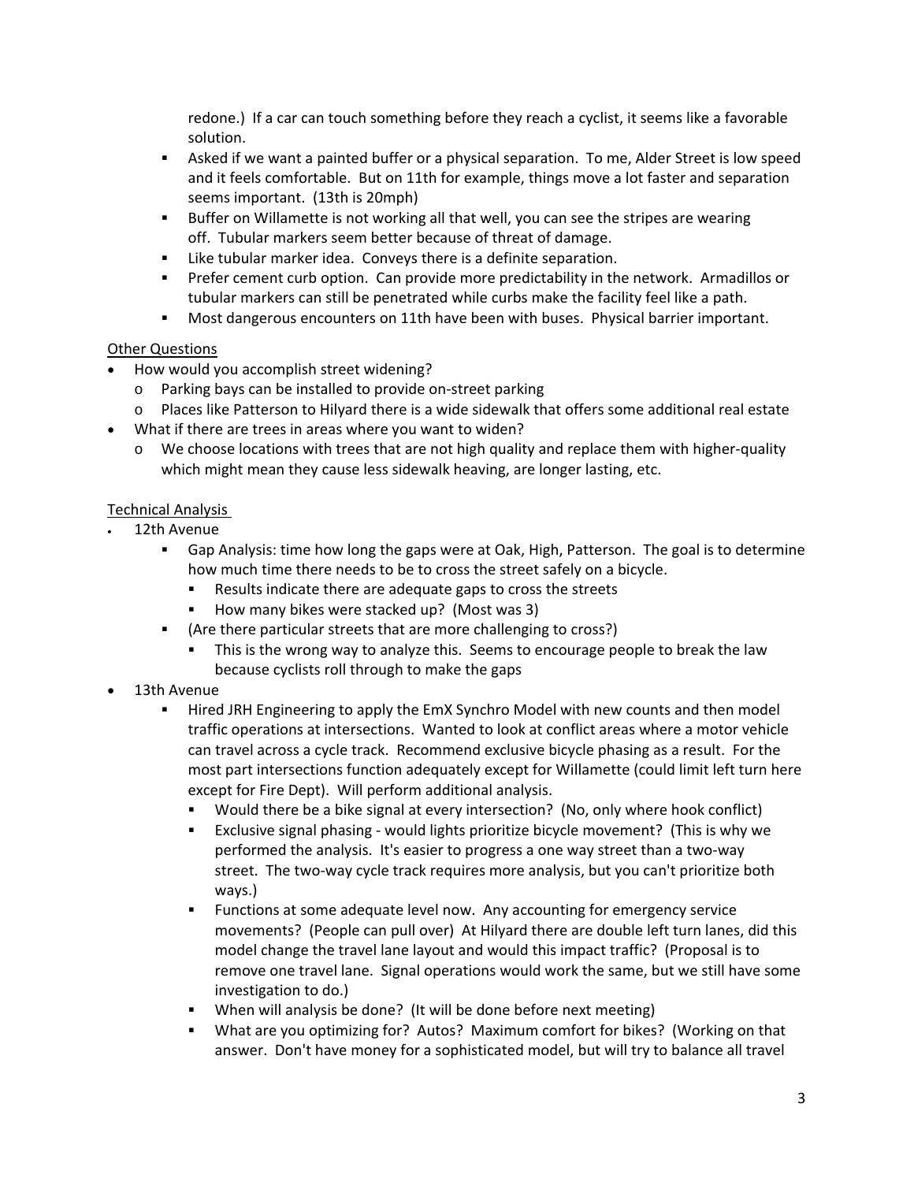redone.) If a car can touch something before they reach a cyclist, it seems like a favorable solution.

    - Asked if we want a painted buffer or a physical separation. To me, Alder Street is low speed and it feels comfortable. But on 11th for example, things move a lot faster and separation seems important. (13th is 20mph)
    - Buffer on Willamette is not working all that well, you can see the stripes are wearing off. Tubular markers seem better because of threat of damage.
    - Like tubular marker idea. Conveys there is a definite separation.
    - Prefer cement curb option. Can provide more predictability in the network. Armadillos or tubular markers can still be penetrated while curbs make the facility feel like a path.
    - Most dangerous encounters on 11th have been with buses. Physical barrier important.

<u>Other Questions</u>

- How would you accomplish street widening?
  - Parking bays can be installed to provide on-street parking
  - Places like Patterson to Hilyard there is a wide sidewalk that offers some additional real estate
- What if there are trees in areas where you want to widen?
  - We choose locations with trees that are not high quality and replace them with higher-quality which might mean they cause less sidewalk heaving, are longer lasting, etc.

<u>Technical Analysis</u>

- 12th Avenue
  - Gap Analysis: time how long the gaps were at Oak, High, Patterson. The goal is to determine how much time there needs to be to cross the street safely on a bicycle.
    - Results indicate there are adequate gaps to cross the streets
    - How many bikes were stacked up? (Most was 3)
  - (Are there particular streets that are more challenging to cross?)
    - This is the wrong way to analyze this. Seems to encourage people to break the law because cyclists roll through to make the gaps
- 13th Avenue
  - Hired JRH Engineering to apply the EmX Synchro Model with new counts and then model traffic operations at intersections. Wanted to look at conflict areas where a motor vehicle can travel across a cycle track. Recommend exclusive bicycle phasing as a result. For the most part intersections function adequately except for Willamette (could limit left turn here except for Fire Dept). Will perform additional analysis.
    - Would there be a bike signal at every intersection? (No, only where hook conflict)
    - Exclusive signal phasing - would lights prioritize bicycle movement? (This is why we performed the analysis. It's easier to progress a one way street than a two-way street. The two-way cycle track requires more analysis, but you can't prioritize both ways.)
    - Functions at some adequate level now. Any accounting for emergency service movements? (People can pull over) At Hilyard there are double left turn lanes, did this model change the travel lane layout and would this impact traffic? (Proposal is to remove one travel lane. Signal operations would work the same, but we still have some investigation to do.)
    - When will analysis be done? (It will be done before next meeting)
    - What are you optimizing for? Autos? Maximum comfort for bikes? (Working on that answer. Don't have money for a sophisticated model, but will try to balance all travel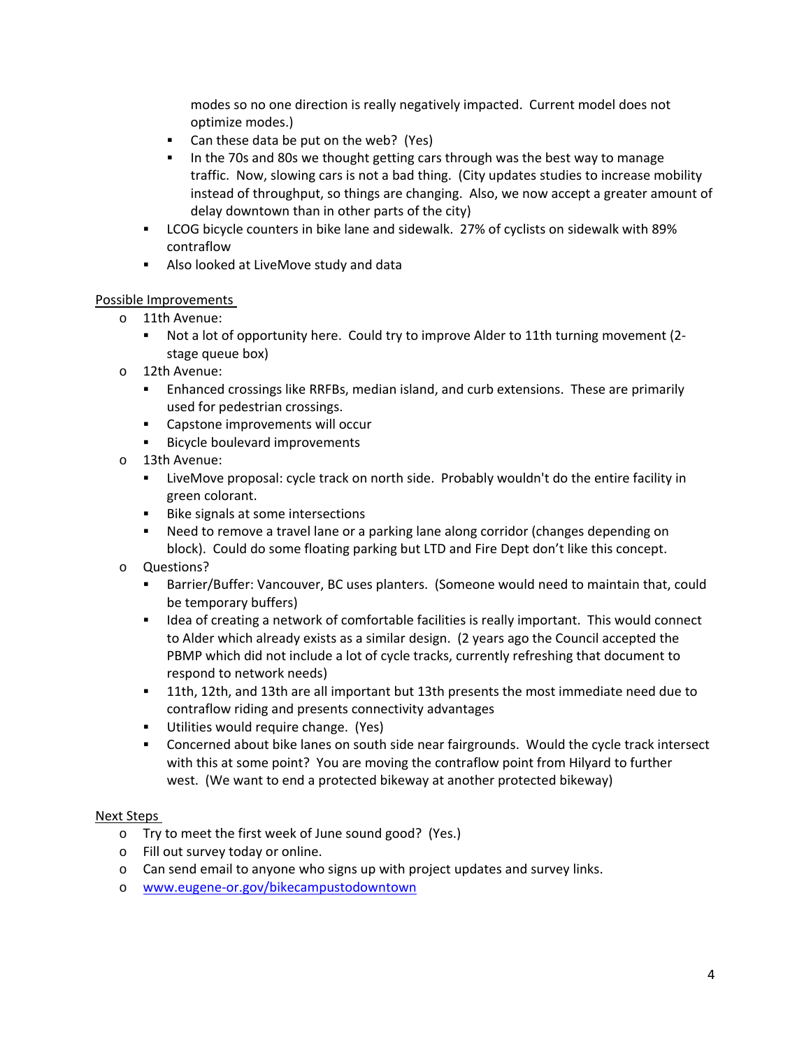modes so no one direction is really negatively impacted. Current model does not optimize modes.)
    - Can these data be put on the web? (Yes)
    - In the 70s and 80s we thought getting cars through was the best way to manage traffic. Now, slowing cars is not a bad thing. (City updates studies to increase mobility instead of throughput, so things are changing. Also, we now accept a greater amount of delay downtown than in other parts of the city)
  - LCOG bicycle counters in bike lane and sidewalk. 27% of cyclists on sidewalk with 89% contraflow
  - Also looked at LiveMove study and data

<u>Possible Improvements</u>

- 11th Avenue:
  - Not a lot of opportunity here. Could try to improve Alder to 11th turning movement (2-stage queue box)
- 12th Avenue:
  - Enhanced crossings like RRFBs, median island, and curb extensions. These are primarily used for pedestrian crossings.
  - Capstone improvements will occur
  - Bicycle boulevard improvements
- 13th Avenue:
  - LiveMove proposal: cycle track on north side. Probably wouldn't do the entire facility in green colorant.
  - Bike signals at some intersections
  - Need to remove a travel lane or a parking lane along corridor (changes depending on block). Could do some floating parking but LTD and Fire Dept don't like this concept.
- Questions?
  - Barrier/Buffer: Vancouver, BC uses planters. (Someone would need to maintain that, could be temporary buffers)
  - Idea of creating a network of comfortable facilities is really important. This would connect to Alder which already exists as a similar design. (2 years ago the Council accepted the PBMP which did not include a lot of cycle tracks, currently refreshing that document to respond to network needs)
  - 11th, 12th, and 13th are all important but 13th presents the most immediate need due to contraflow riding and presents connectivity advantages
  - Utilities would require change. (Yes)
  - Concerned about bike lanes on south side near fairgrounds. Would the cycle track intersect with this at some point? You are moving the contraflow point from Hilyard to further west. (We want to end a protected bikeway at another protected bikeway)

<u>Next Steps</u>

- Try to meet the first week of June sound good? (Yes.)
- Fill out survey today or online.
- Can send email to anyone who signs up with project updates and survey links.
- [www.eugene-or.gov/bikecampustodowntown](http://www.eugene-or.gov/bikecampustodowntown)